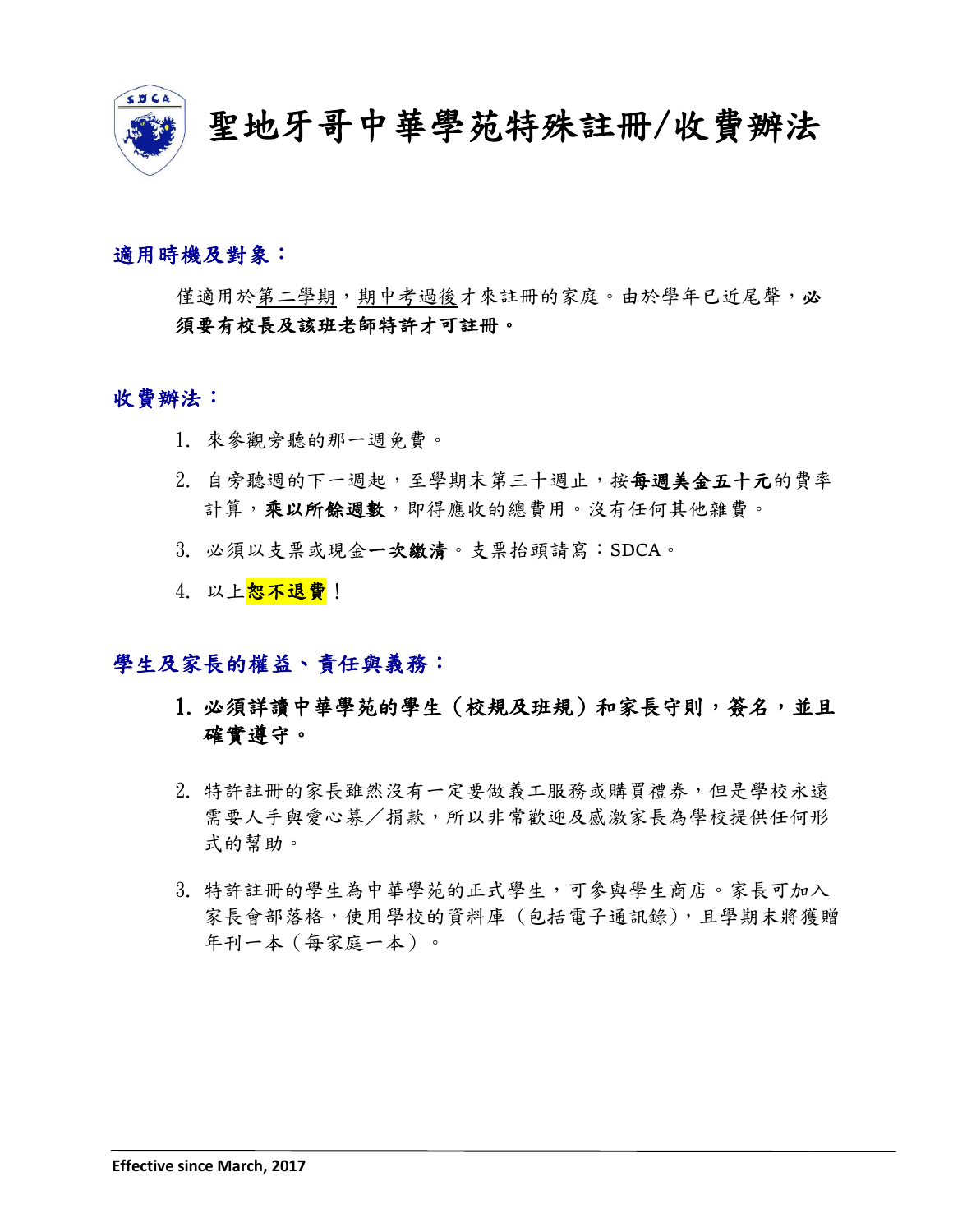# 聖地牙哥中華學苑特殊註冊/收費辦法

## 適用時機及對象：

僅適用於第二學期，期中考過後才來註冊的家庭。由於學年已近尾聲，**必須要有校長及該班老師特許才可註冊。**

## 收費辦法：

1. 來參觀旁聽的那一週免費。
2. 自旁聽週的下一週起，至學期末第三十週止，按**每週美金五十元**的費率計算，**乘以所餘週數**，即得應收的總費用。沒有任何其他雜費。
3. 必須以支票或現金**一次繳清**。支票抬頭請寫：SDCA。
4. 以上**恕不退費**！

## 學生及家長的權益、責任與義務：

1. **必須詳讀中華學苑的學生（校規及班規）和家長守則，簽名，並且確實遵守。**
2. 特許註冊的家長雖然沒有一定要做義工服務或購買禮券，但是學校永遠需要人手與愛心募／捐款，所以非常歡迎及感激家長為學校提供任何形式的幫助。
3. 特許註冊的學生為中華學苑的正式學生，可參與學生商店。家長可加入家長會部落格，使用學校的資料庫（包括電子通訊錄），且學期末將獲贈年刊一本（每家庭一本）。

**Effective since March, 2017**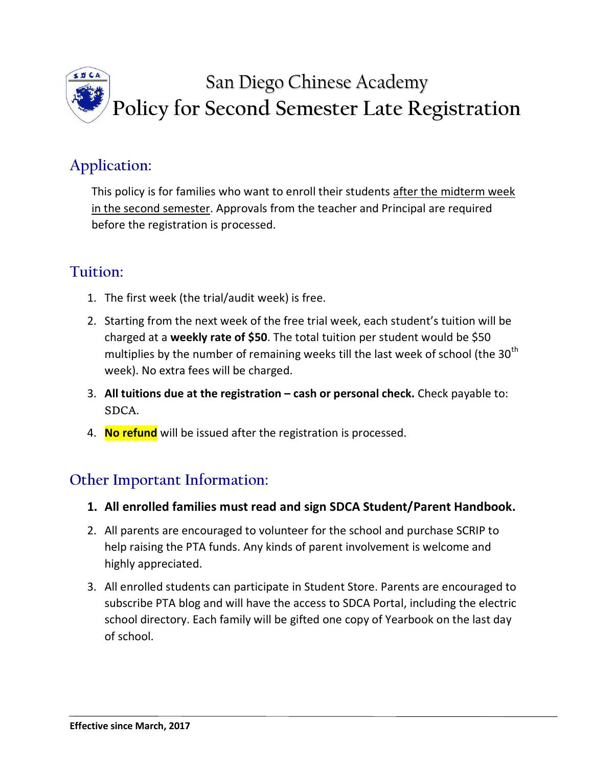# San Diego Chinese Academy
# Policy for Second Semester Late Registration

## Application:

This policy is for families who want to enroll their students after the midterm week in the second semester. Approvals from the teacher and Principal are required before the registration is processed.

## Tuition:

1. The first week (the trial/audit week) is free.
2. Starting from the next week of the free trial week, each student's tuition will be charged at a **weekly rate of $50**. The total tuition per student would be $50 multiplies by the number of remaining weeks till the last week of school (the 30th week). No extra fees will be charged.
3. **All tuitions due at the registration – cash or personal check.** Check payable to: SDCA.
4. **No refund** will be issued after the registration is processed.

## Other Important Information:

1. **All enrolled families must read and sign SDCA Student/Parent Handbook.**
2. All parents are encouraged to volunteer for the school and purchase SCRIP to help raising the PTA funds. Any kinds of parent involvement is welcome and highly appreciated.
3. All enrolled students can participate in Student Store. Parents are encouraged to subscribe PTA blog and will have the access to SDCA Portal, including the electric school directory. Each family will be gifted one copy of Yearbook on the last day of school.

**Effective since March, 2017**